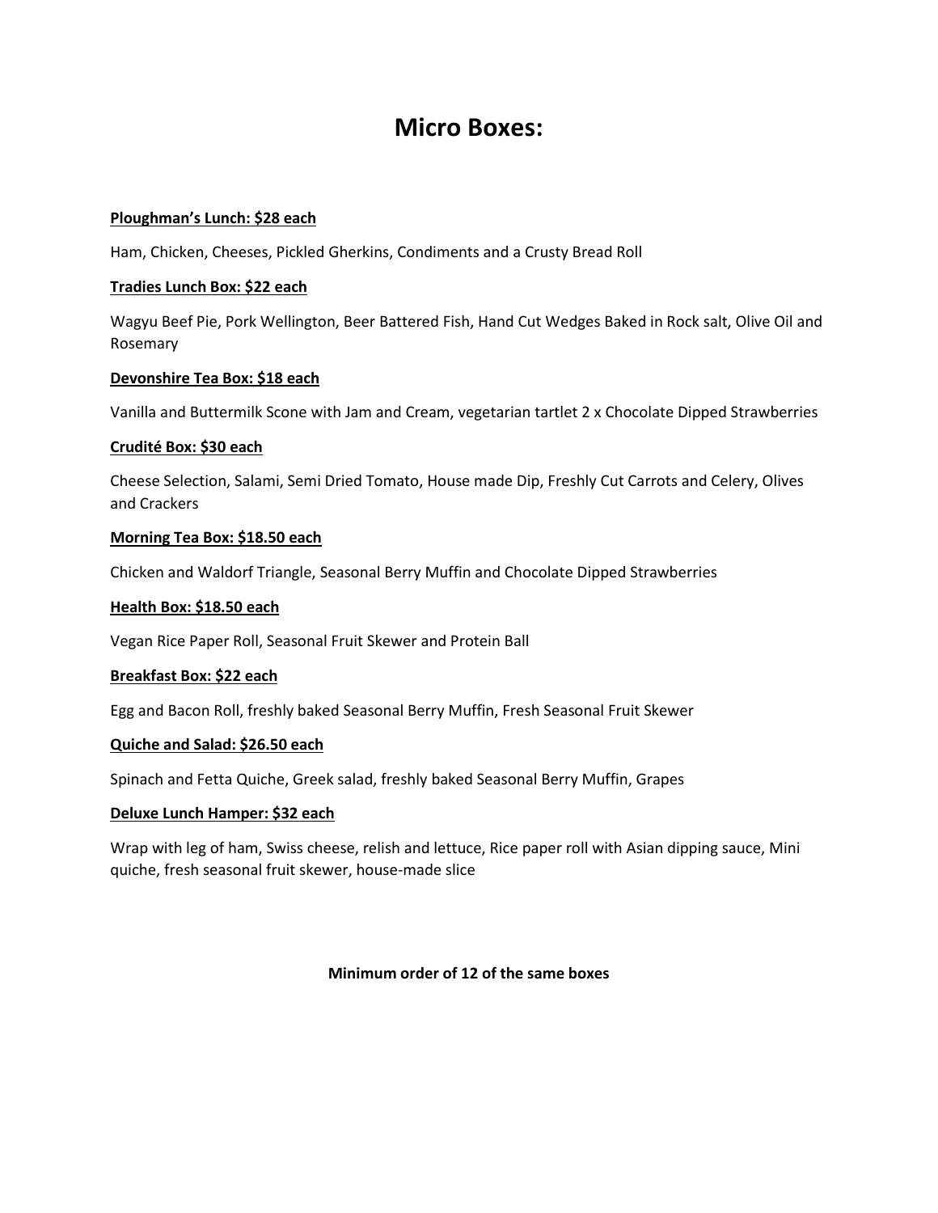# Micro Boxes:

**<u>Ploughman's Lunch: $28 each</u>**

Ham, Chicken, Cheeses, Pickled Gherkins, Condiments and a Crusty Bread Roll

**<u>Tradies Lunch Box: $22 each</u>**

Wagyu Beef Pie, Pork Wellington, Beer Battered Fish, Hand Cut Wedges Baked in Rock salt, Olive Oil and Rosemary

**<u>Devonshire Tea Box: $18 each</u>**

Vanilla and Buttermilk Scone with Jam and Cream, vegetarian tartlet 2 x Chocolate Dipped Strawberries

**<u>Crudité Box: $30 each</u>**

Cheese Selection, Salami, Semi Dried Tomato, House made Dip, Freshly Cut Carrots and Celery, Olives and Crackers

**<u>Morning Tea Box: $18.50 each</u>**

Chicken and Waldorf Triangle, Seasonal Berry Muffin and Chocolate Dipped Strawberries

**<u>Health Box: $18.50 each</u>**

Vegan Rice Paper Roll, Seasonal Fruit Skewer and Protein Ball

**<u>Breakfast Box: $22 each</u>**

Egg and Bacon Roll, freshly baked Seasonal Berry Muffin, Fresh Seasonal Fruit Skewer

**<u>Quiche and Salad: $26.50 each</u>**

Spinach and Fetta Quiche, Greek salad, freshly baked Seasonal Berry Muffin, Grapes

**<u>Deluxe Lunch Hamper: $32 each</u>**

Wrap with leg of ham, Swiss cheese, relish and lettuce, Rice paper roll with Asian dipping sauce, Mini quiche, fresh seasonal fruit skewer, house-made slice

**Minimum order of 12 of the same boxes**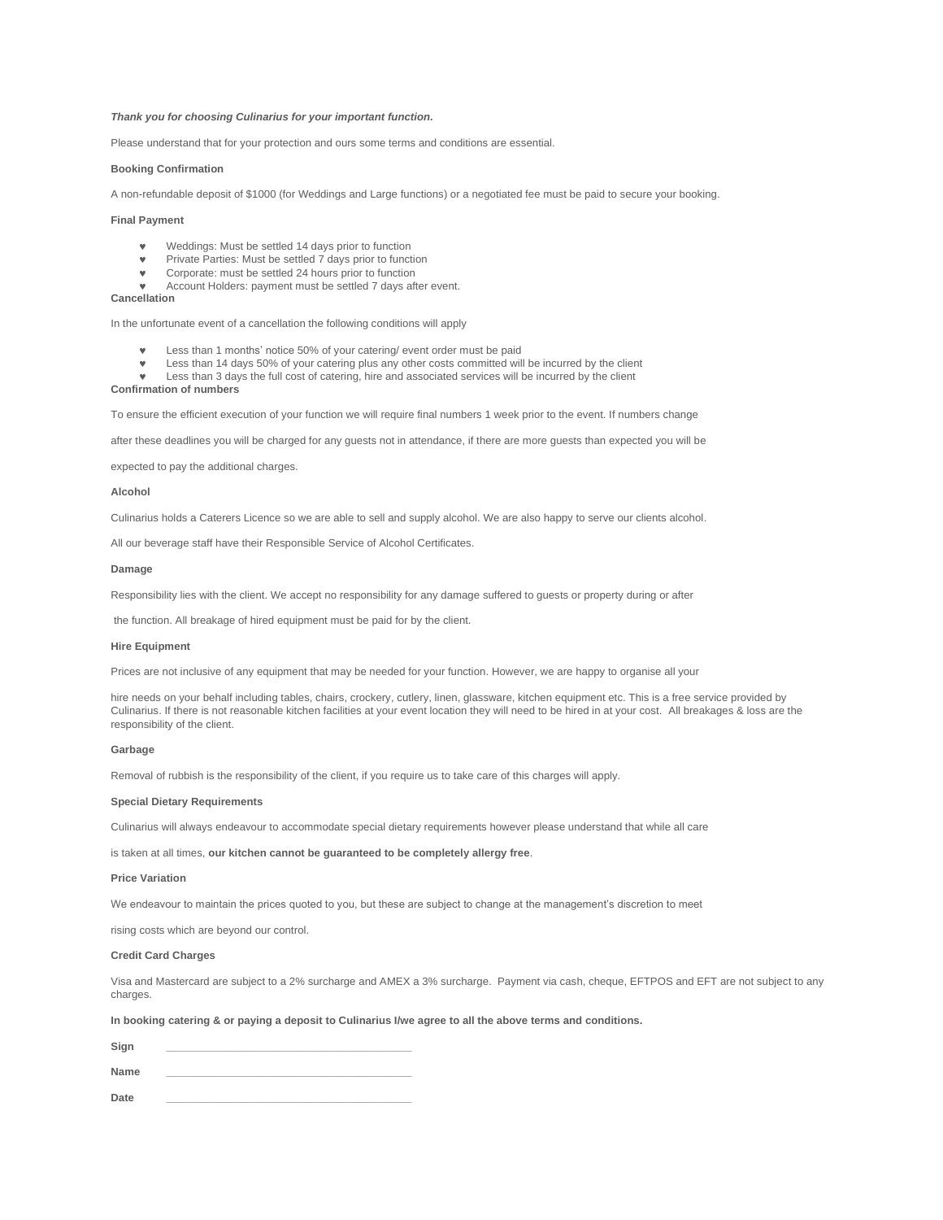***Thank you for choosing Culinarius for your important function.***

Please understand that for your protection and ours some terms and conditions are essential.

**Booking Confirmation**

A non-refundable deposit of $1000 (for Weddings and Large functions) or a negotiated fee must be paid to secure your booking.

**Final Payment**

- Weddings: Must be settled 14 days prior to function
- Private Parties: Must be settled 7 days prior to function
- Corporate: must be settled 24 hours prior to function
- Account Holders: payment must be settled 7 days after event.

**Cancellation**

In the unfortunate event of a cancellation the following conditions will apply

- Less than 1 months' notice 50% of your catering/ event order must be paid
- Less than 14 days 50% of your catering plus any other costs committed will be incurred by the client
- Less than 3 days the full cost of catering, hire and associated services will be incurred by the client

**Confirmation of numbers**

To ensure the efficient execution of your function we will require final numbers 1 week prior to the event. If numbers change after these deadlines you will be charged for any guests not in attendance, if there are more guests than expected you will be expected to pay the additional charges.

**Alcohol**

Culinarius holds a Caterers Licence so we are able to sell and supply alcohol. We are also happy to serve our clients alcohol.

All our beverage staff have their Responsible Service of Alcohol Certificates.

**Damage**

Responsibility lies with the client. We accept no responsibility for any damage suffered to guests or property during or after the function. All breakage of hired equipment must be paid for by the client.

**Hire Equipment**

Prices are not inclusive of any equipment that may be needed for your function. However, we are happy to organise all your hire needs on your behalf including tables, chairs, crockery, cutlery, linen, glassware, kitchen equipment etc. This is a free service provided by Culinarius. If there is not reasonable kitchen facilities at your event location they will need to be hired in at your cost. All breakages & loss are the responsibility of the client.

**Garbage**

Removal of rubbish is the responsibility of the client, if you require us to take care of this charges will apply.

**Special Dietary Requirements**

Culinarius will always endeavour to accommodate special dietary requirements however please understand that while all care is taken at all times, **our kitchen cannot be guaranteed to be completely allergy free**.

**Price Variation**

We endeavour to maintain the prices quoted to you, but these are subject to change at the management's discretion to meet rising costs which are beyond our control.

**Credit Card Charges**

Visa and Mastercard are subject to a 2% surcharge and AMEX a 3% surcharge. Payment via cash, cheque, EFTPOS and EFT are not subject to any charges.

**In booking catering & or paying a deposit to Culinarius I/we agree to all the above terms and conditions.**

**Sign** ________________________________________

**Name** ________________________________________

**Date** ________________________________________